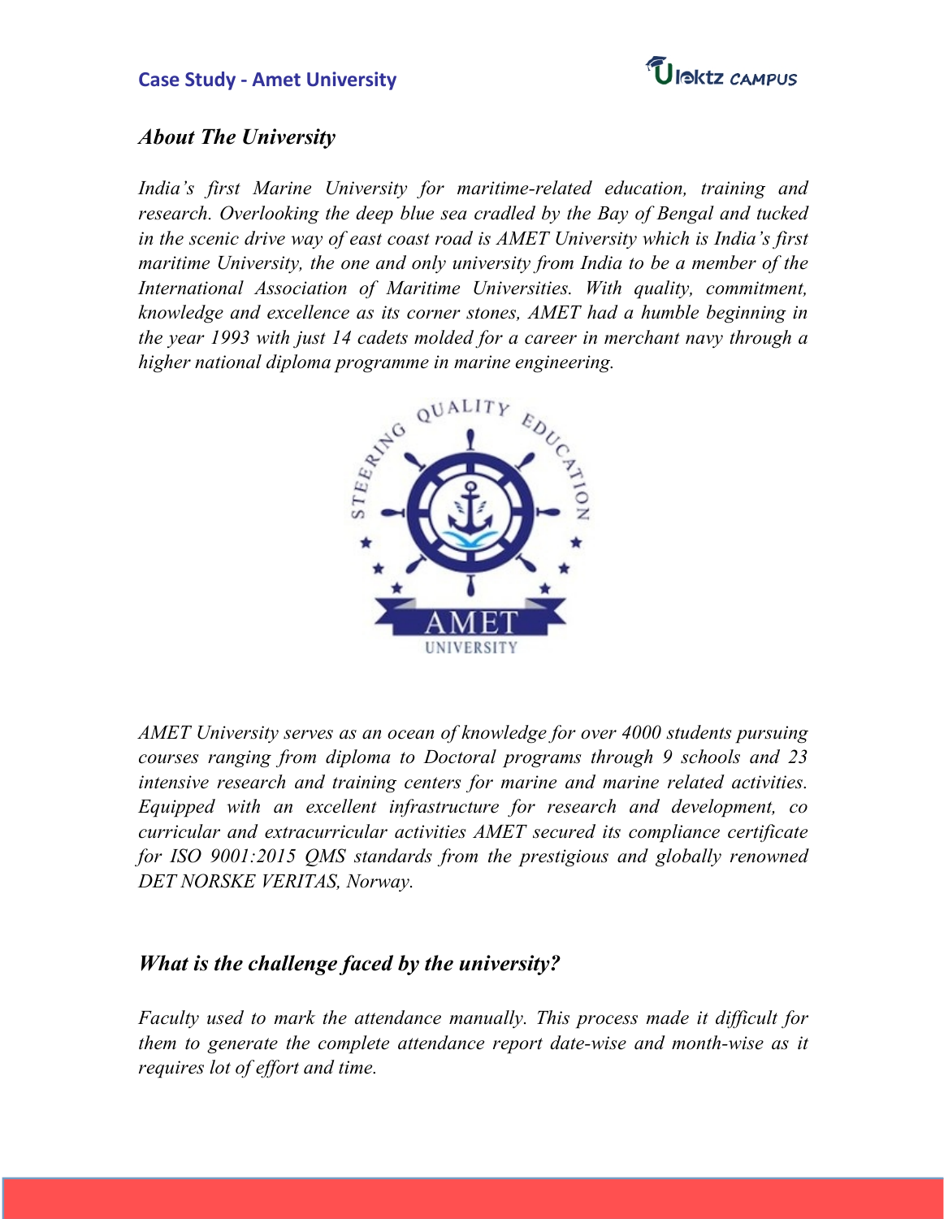# Case Study - Amet University

## *About The University*

*India's first Marine University for maritime-related education, training and research. Overlooking the deep blue sea cradled by the Bay of Bengal and tucked in the scenic drive way of east coast road is AMET University which is India's first maritime University, the one and only university from India to be a member of the International Association of Maritime Universities. With quality, commitment, knowledge and excellence as its corner stones, AMET had a humble beginning in the year 1993 with just 14 cadets molded for a career in merchant navy through a higher national diploma programme in marine engineering.*

*AMET University serves as an ocean of knowledge for over 4000 students pursuing courses ranging from diploma to Doctoral programs through 9 schools and 23 intensive research and training centers for marine and marine related activities. Equipped with an excellent infrastructure for research and development, co curricular and extracurricular activities AMET secured its compliance certificate for ISO 9001:2015 QMS standards from the prestigious and globally renowned DET NORSKE VERITAS, Norway.*

## *What is the challenge faced by the university?*

*Faculty used to mark the attendance manually. This process made it difficult for them to generate the complete attendance report date-wise and month-wise as it requires lot of effort and time.*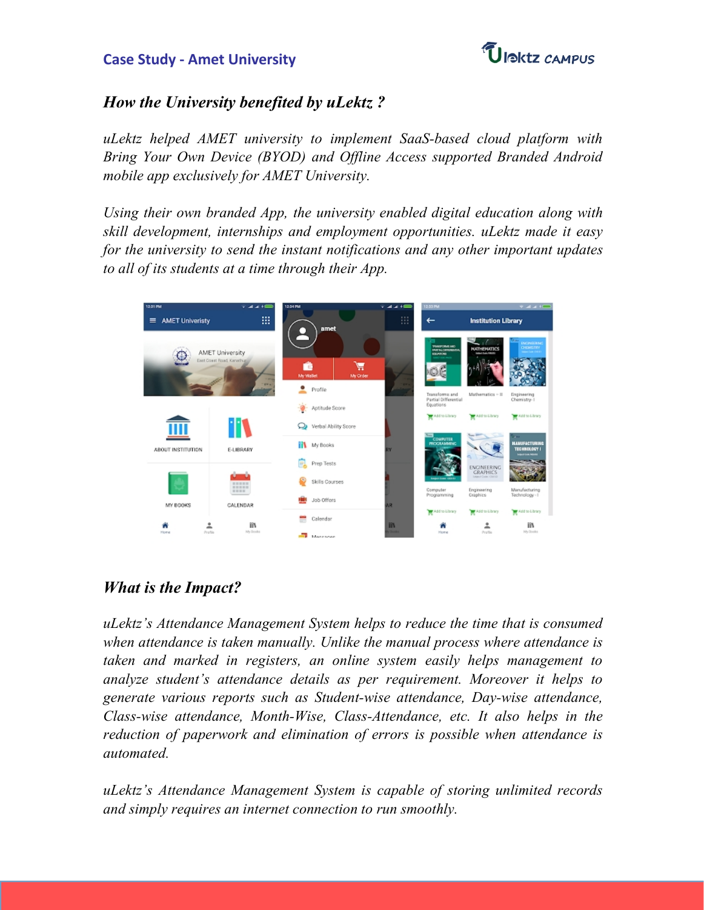### *How the University benefited by uLektz ?*

*uLektz helped AMET university to implement SaaS-based cloud platform with Bring Your Own Device (BYOD) and Offline Access supported Branded Android mobile app exclusively for AMET University.*

*Using their own branded App, the university enabled digital education along with skill development, internships and employment opportunities. uLektz made it easy for the university to send the instant notifications and any other important updates to all of its students at a time through their App.*

### *What is the Impact?*

*uLektz's Attendance Management System helps to reduce the time that is consumed when attendance is taken manually. Unlike the manual process where attendance is taken and marked in registers, an online system easily helps management to analyze student's attendance details as per requirement. Moreover it helps to generate various reports such as Student-wise attendance, Day-wise attendance, Class-wise attendance, Month-Wise, Class-Attendance, etc. It also helps in the reduction of paperwork and elimination of errors is possible when attendance is automated.*

*uLektz's Attendance Management System is capable of storing unlimited records and simply requires an internet connection to run smoothly.*